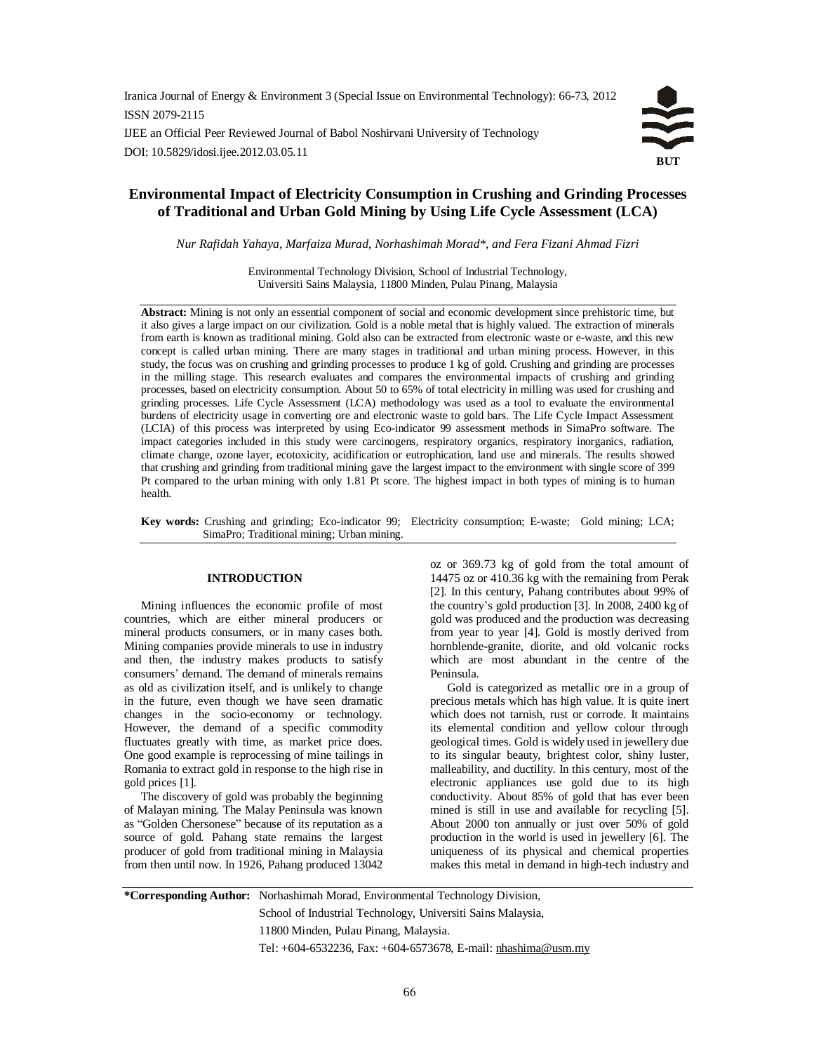# Environmental Impact of Electricity Consumption in Crushing and Grinding Processes of Traditional and Urban Gold Mining by Using Life Cycle Assessment (LCA)

*Nur Rafidah Yahaya, Marfaiza Murad, Norhashimah Morad*, and Fera Fizani Ahmad Fizri*

Environmental Technology Division, School of Industrial Technology, Universiti Sains Malaysia, 11800 Minden, Pulau Pinang, Malaysia

**Abstract:** Mining is not only an essential component of social and economic development since prehistoric time, but it also gives a large impact on our civilization. Gold is a noble metal that is highly valued. The extraction of minerals from earth is known as traditional mining. Gold also can be extracted from electronic waste or e-waste, and this new concept is called urban mining. There are many stages in traditional and urban mining process. However, in this study, the focus was on crushing and grinding processes to produce 1 kg of gold. Crushing and grinding are processes in the milling stage. This research evaluates and compares the environmental impacts of crushing and grinding processes, based on electricity consumption. About 50 to 65% of total electricity in milling was used for crushing and grinding processes. Life Cycle Assessment (LCA) methodology was used as a tool to evaluate the environmental burdens of electricity usage in converting ore and electronic waste to gold bars. The Life Cycle Impact Assessment (LCIA) of this process was interpreted by using Eco-indicator 99 assessment methods in SimaPro software. The impact categories included in this study were carcinogens, respiratory organics, respiratory inorganics, radiation, climate change, ozone layer, ecotoxicity, acidification or eutrophication, land use and minerals. The results showed that crushing and grinding from traditional mining gave the largest impact to the environment with single score of 399 Pt compared to the urban mining with only 1.81 Pt score. The highest impact in both types of mining is to human health.

**Key words:** Crushing and grinding; Eco-indicator 99; Electricity consumption; E-waste; Gold mining; LCA; SimaPro; Traditional mining; Urban mining.

## INTRODUCTION

Mining influences the economic profile of most countries, which are either mineral producers or mineral products consumers, or in many cases both. Mining companies provide minerals to use in industry and then, the industry makes products to satisfy consumers' demand. The demand of minerals remains as old as civilization itself, and is unlikely to change in the future, even though we have seen dramatic changes in the socio-economy or technology. However, the demand of a specific commodity fluctuates greatly with time, as market price does. One good example is reprocessing of mine tailings in Romania to extract gold in response to the high rise in gold prices [1].

The discovery of gold was probably the beginning of Malayan mining. The Malay Peninsula was known as "Golden Chersonese" because of its reputation as a source of gold. Pahang state remains the largest producer of gold from traditional mining in Malaysia from then until now. In 1926, Pahang produced 13042 oz or 369.73 kg of gold from the total amount of 14475 oz or 410.36 kg with the remaining from Perak [2]. In this century, Pahang contributes about 99% of the country's gold production [3]. In 2008, 2400 kg of gold was produced and the production was decreasing from year to year [4]. Gold is mostly derived from hornblende-granite, diorite, and old volcanic rocks which are most abundant in the centre of the Peninsula.

Gold is categorized as metallic ore in a group of precious metals which has high value. It is quite inert which does not tarnish, rust or corrode. It maintains its elemental condition and yellow colour through geological times. Gold is widely used in jewellery due to its singular beauty, brightest color, shiny luster, malleability, and ductility. In this century, most of the electronic appliances use gold due to its high conductivity. About 85% of gold that has ever been mined is still in use and available for recycling [5]. About 2000 ton annually or just over 50% of gold production in the world is used in jewellery [6]. The uniqueness of its physical and chemical properties makes this metal in demand in high-tech industry and

**\*Corresponding Author:** Norhashimah Morad, Environmental Technology Division, School of Industrial Technology, Universiti Sains Malaysia, 11800 Minden, Pulau Pinang, Malaysia. Tel: +604-6532236, Fax: +604-6573678, E-mail: nhashima@usm.my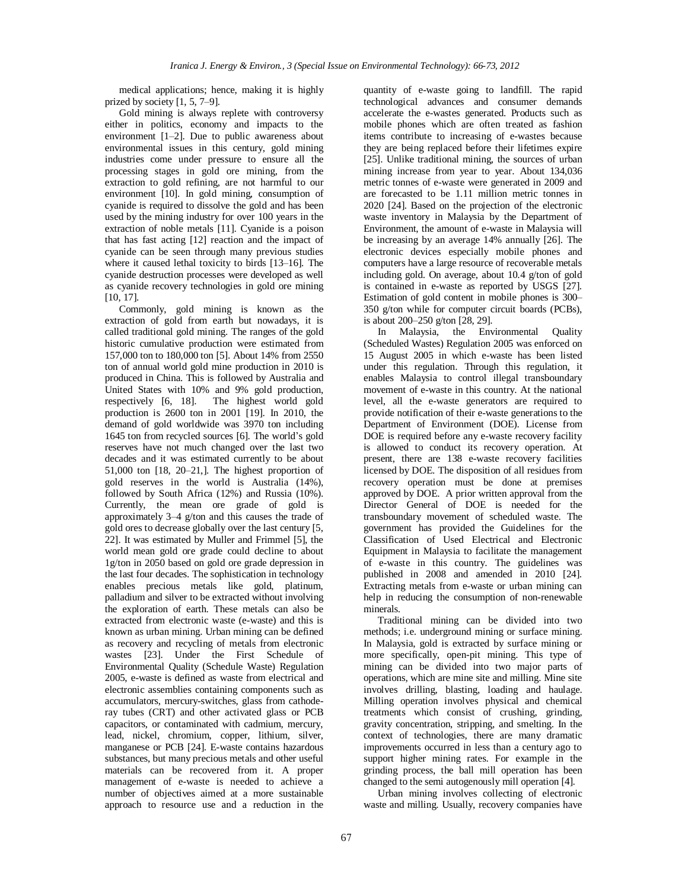medical applications; hence, making it is highly prized by society [1, 5, 7–9].

Gold mining is always replete with controversy either in politics, economy and impacts to the environment [1–2]. Due to public awareness about environmental issues in this century, gold mining industries come under pressure to ensure all the processing stages in gold ore mining, from the extraction to gold refining, are not harmful to our environment [10]. In gold mining, consumption of cyanide is required to dissolve the gold and has been used by the mining industry for over 100 years in the extraction of noble metals [11]. Cyanide is a poison that has fast acting [12] reaction and the impact of cyanide can be seen through many previous studies where it caused lethal toxicity to birds [13–16]. The cyanide destruction processes were developed as well as cyanide recovery technologies in gold ore mining [10, 17].

Commonly, gold mining is known as the extraction of gold from earth but nowadays, it is called traditional gold mining. The ranges of the gold historic cumulative production were estimated from 157,000 ton to 180,000 ton [5]. About 14% from 2550 ton of annual world gold mine production in 2010 is produced in China. This is followed by Australia and United States with 10% and 9% gold production, respectively [6, 18]. The highest world gold production is 2600 ton in 2001 [19]. In 2010, the demand of gold worldwide was 3970 ton including 1645 ton from recycled sources [6]. The world's gold reserves have not much changed over the last two decades and it was estimated currently to be about 51,000 ton [18, 20–21,]. The highest proportion of gold reserves in the world is Australia (14%), followed by South Africa (12%) and Russia (10%). Currently, the mean ore grade of gold is approximately 3–4 g/ton and this causes the trade of gold ores to decrease globally over the last century [5, 22]. It was estimated by Muller and Frimmel [5], the world mean gold ore grade could decline to about 1g/ton in 2050 based on gold ore grade depression in the last four decades. The sophistication in technology enables precious metals like gold, platinum, palladium and silver to be extracted without involving the exploration of earth. These metals can also be extracted from electronic waste (e-waste) and this is known as urban mining. Urban mining can be defined as recovery and recycling of metals from electronic wastes [23]. Under the First Schedule of Environmental Quality (Schedule Waste) Regulation 2005, e-waste is defined as waste from electrical and electronic assemblies containing components such as accumulators, mercury-switches, glass from cathode-ray tubes (CRT) and other activated glass or PCB capacitors, or contaminated with cadmium, mercury, lead, nickel, chromium, copper, lithium, silver, manganese or PCB [24]. E-waste contains hazardous substances, but many precious metals and other useful materials can be recovered from it. A proper management of e-waste is needed to achieve a number of objectives aimed at a more sustainable approach to resource use and a reduction in the quantity of e-waste going to landfill. The rapid technological advances and consumer demands accelerate the e-wastes generated. Products such as mobile phones which are often treated as fashion items contribute to increasing of e-wastes because they are being replaced before their lifetimes expire [25]. Unlike traditional mining, the sources of urban mining increase from year to year. About 134,036 metric tonnes of e-waste were generated in 2009 and are forecasted to be 1.11 million metric tonnes in 2020 [24]. Based on the projection of the electronic waste inventory in Malaysia by the Department of Environment, the amount of e-waste in Malaysia will be increasing by an average 14% annually [26]. The electronic devices especially mobile phones and computers have a large resource of recoverable metals including gold. On average, about 10.4 g/ton of gold is contained in e-waste as reported by USGS [27]. Estimation of gold content in mobile phones is 300–350 g/ton while for computer circuit boards (PCBs), is about 200–250 g/ton [28, 29].

In Malaysia, the Environmental Quality (Scheduled Wastes) Regulation 2005 was enforced on 15 August 2005 in which e-waste has been listed under this regulation. Through this regulation, it enables Malaysia to control illegal transboundary movement of e-waste in this country. At the national level, all the e-waste generators are required to provide notification of their e-waste generations to the Department of Environment (DOE). License from DOE is required before any e-waste recovery facility is allowed to conduct its recovery operation. At present, there are 138 e-waste recovery facilities licensed by DOE. The disposition of all residues from recovery operation must be done at premises approved by DOE. A prior written approval from the Director General of DOE is needed for the transboundary movement of scheduled waste. The government has provided the Guidelines for the Classification of Used Electrical and Electronic Equipment in Malaysia to facilitate the management of e-waste in this country. The guidelines was published in 2008 and amended in 2010 [24]. Extracting metals from e-waste or urban mining can help in reducing the consumption of non-renewable minerals.

Traditional mining can be divided into two methods; i.e. underground mining or surface mining. In Malaysia, gold is extracted by surface mining or more specifically, open-pit mining. This type of mining can be divided into two major parts of operations, which are mine site and milling. Mine site involves drilling, blasting, loading and haulage. Milling operation involves physical and chemical treatments which consist of crushing, grinding, gravity concentration, stripping, and smelting. In the context of technologies, there are many dramatic improvements occurred in less than a century ago to support higher mining rates. For example in the grinding process, the ball mill operation has been changed to the semi autogenously mill operation [4].

Urban mining involves collecting of electronic waste and milling. Usually, recovery companies have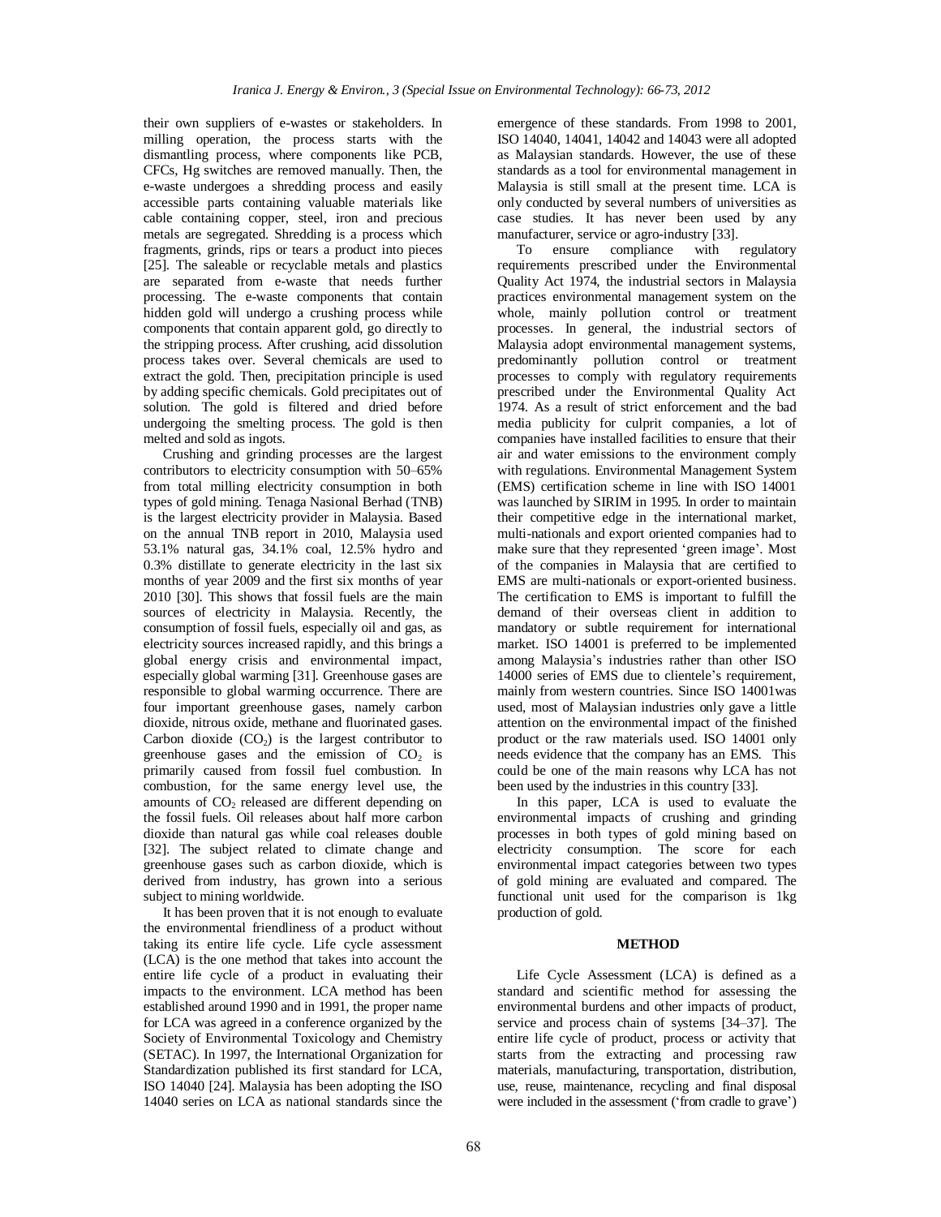their own suppliers of e-wastes or stakeholders. In milling operation, the process starts with the dismantling process, where components like PCB, CFCs, Hg switches are removed manually. Then, the e-waste undergoes a shredding process and easily accessible parts containing valuable materials like cable containing copper, steel, iron and precious metals are segregated. Shredding is a process which fragments, grinds, rips or tears a product into pieces [25]. The saleable or recyclable metals and plastics are separated from e-waste that needs further processing. The e-waste components that contain hidden gold will undergo a crushing process while components that contain apparent gold, go directly to the stripping process. After crushing, acid dissolution process takes over. Several chemicals are used to extract the gold. Then, precipitation principle is used by adding specific chemicals. Gold precipitates out of solution. The gold is filtered and dried before undergoing the smelting process. The gold is then melted and sold as ingots.

Crushing and grinding processes are the largest contributors to electricity consumption with 50–65% from total milling electricity consumption in both types of gold mining. Tenaga Nasional Berhad (TNB) is the largest electricity provider in Malaysia. Based on the annual TNB report in 2010, Malaysia used 53.1% natural gas, 34.1% coal, 12.5% hydro and 0.3% distillate to generate electricity in the last six months of year 2009 and the first six months of year 2010 [30]. This shows that fossil fuels are the main sources of electricity in Malaysia. Recently, the consumption of fossil fuels, especially oil and gas, as electricity sources increased rapidly, and this brings a global energy crisis and environmental impact, especially global warming [31]. Greenhouse gases are responsible to global warming occurrence. There are four important greenhouse gases, namely carbon dioxide, nitrous oxide, methane and fluorinated gases. Carbon dioxide ($CO_2$) is the largest contributor to greenhouse gases and the emission of $CO_2$ is primarily caused from fossil fuel combustion. In combustion, for the same energy level use, the amounts of $CO_2$ released are different depending on the fossil fuels. Oil releases about half more carbon dioxide than natural gas while coal releases double [32]. The subject related to climate change and greenhouse gases such as carbon dioxide, which is derived from industry, has grown into a serious subject to mining worldwide.

It has been proven that it is not enough to evaluate the environmental friendliness of a product without taking its entire life cycle. Life cycle assessment (LCA) is the one method that takes into account the entire life cycle of a product in evaluating their impacts to the environment. LCA method has been established around 1990 and in 1991, the proper name for LCA was agreed in a conference organized by the Society of Environmental Toxicology and Chemistry (SETAC). In 1997, the International Organization for Standardization published its first standard for LCA, ISO 14040 [24]. Malaysia has been adopting the ISO 14040 series on LCA as national standards since the emergence of these standards. From 1998 to 2001, ISO 14040, 14041, 14042 and 14043 were all adopted as Malaysian standards. However, the use of these standards as a tool for environmental management in Malaysia is still small at the present time. LCA is only conducted by several numbers of universities as case studies. It has never been used by any manufacturer, service or agro-industry [33].

To ensure compliance with regulatory requirements prescribed under the Environmental Quality Act 1974, the industrial sectors in Malaysia practices environmental management system on the whole, mainly pollution control or treatment processes. In general, the industrial sectors of Malaysia adopt environmental management systems, predominantly pollution control or treatment processes to comply with regulatory requirements prescribed under the Environmental Quality Act 1974. As a result of strict enforcement and the bad media publicity for culprit companies, a lot of companies have installed facilities to ensure that their air and water emissions to the environment comply with regulations. Environmental Management System (EMS) certification scheme in line with ISO 14001 was launched by SIRIM in 1995. In order to maintain their competitive edge in the international market, multi-nationals and export oriented companies had to make sure that they represented 'green image'. Most of the companies in Malaysia that are certified to EMS are multi-nationals or export-oriented business. The certification to EMS is important to fulfill the demand of their overseas client in addition to mandatory or subtle requirement for international market. ISO 14001 is preferred to be implemented among Malaysia's industries rather than other ISO 14000 series of EMS due to clientele's requirement, mainly from western countries. Since ISO 14001was used, most of Malaysian industries only gave a little attention on the environmental impact of the finished product or the raw materials used. ISO 14001 only needs evidence that the company has an EMS. This could be one of the main reasons why LCA has not been used by the industries in this country [33].

In this paper, LCA is used to evaluate the environmental impacts of crushing and grinding processes in both types of gold mining based on electricity consumption. The score for each environmental impact categories between two types of gold mining are evaluated and compared. The functional unit used for the comparison is 1kg production of gold.

## METHOD

Life Cycle Assessment (LCA) is defined as a standard and scientific method for assessing the environmental burdens and other impacts of product, service and process chain of systems [34–37]. The entire life cycle of product, process or activity that starts from the extracting and processing raw materials, manufacturing, transportation, distribution, use, reuse, maintenance, recycling and final disposal were included in the assessment ('from cradle to grave')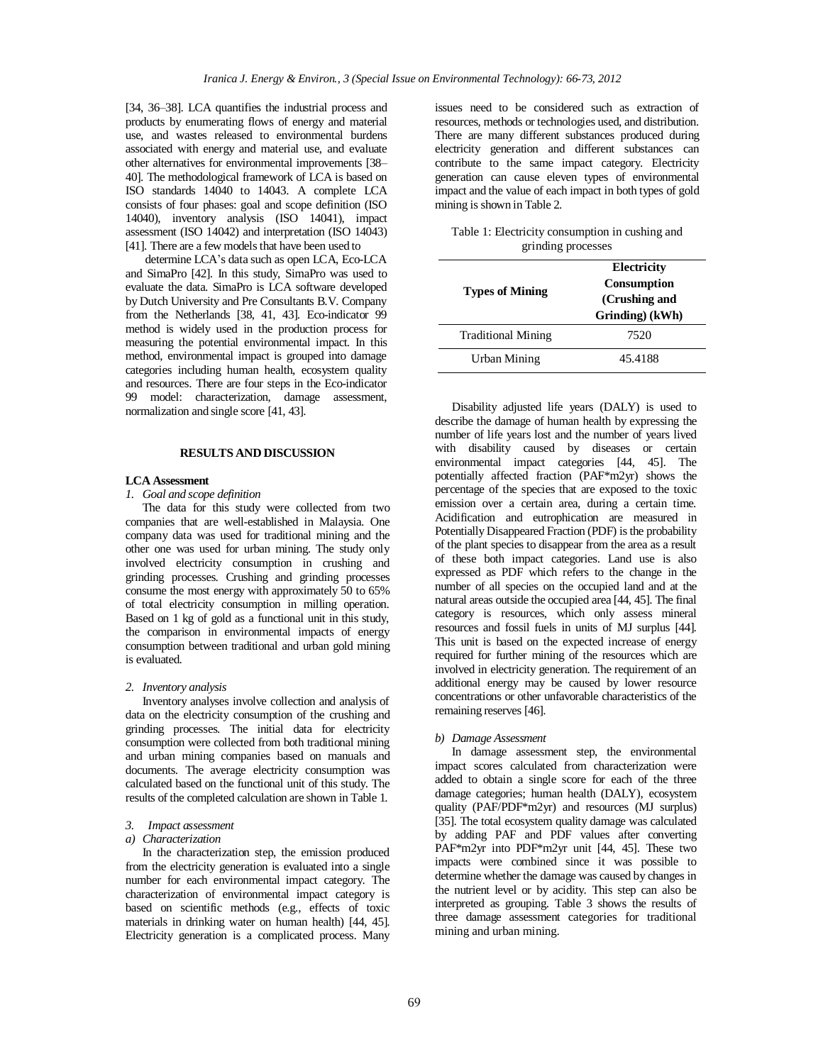[34, 36–38]. LCA quantifies the industrial process and products by enumerating flows of energy and material use, and wastes released to environmental burdens associated with energy and material use, and evaluate other alternatives for environmental improvements [38–40]. The methodological framework of LCA is based on ISO standards 14040 to 14043. A complete LCA consists of four phases: goal and scope definition (ISO 14040), inventory analysis (ISO 14041), impact assessment (ISO 14042) and interpretation (ISO 14043) [41]. There are a few models that have been used to

determine LCA's data such as open LCA, Eco-LCA and SimaPro [42]. In this study, SimaPro was used to evaluate the data. SimaPro is LCA software developed by Dutch University and Pre Consultants B.V. Company from the Netherlands [38, 41, 43]. Eco-indicator 99 method is widely used in the production process for measuring the potential environmental impact. In this method, environmental impact is grouped into damage categories including human health, ecosystem quality and resources. There are four steps in the Eco-indicator 99 model: characterization, damage assessment, normalization and single score [41, 43].

## RESULTS AND DISCUSSION

**LCA Assessment**

*1. Goal and scope definition*

The data for this study were collected from two companies that are well-established in Malaysia. One company data was used for traditional mining and the other one was used for urban mining. The study only involved electricity consumption in crushing and grinding processes. Crushing and grinding processes consume the most energy with approximately 50 to 65% of total electricity consumption in milling operation. Based on 1 kg of gold as a functional unit in this study, the comparison in environmental impacts of energy consumption between traditional and urban gold mining is evaluated.

*2. Inventory analysis*

Inventory analyses involve collection and analysis of data on the electricity consumption of the crushing and grinding processes. The initial data for electricity consumption were collected from both traditional mining and urban mining companies based on manuals and documents. The average electricity consumption was calculated based on the functional unit of this study. The results of the completed calculation are shown in Table 1.

*3. Impact assessment*

*a) Characterization*

In the characterization step, the emission produced from the electricity generation is evaluated into a single number for each environmental impact category. The characterization of environmental impact category is based on scientific methods (e.g., effects of toxic materials in drinking water on human health) [44, 45]. Electricity generation is a complicated process. Many issues need to be considered such as extraction of resources, methods or technologies used, and distribution. There are many different substances produced during electricity generation and different substances can contribute to the same impact category. Electricity generation can cause eleven types of environmental impact and the value of each impact in both types of gold mining is shown in Table 2.

Table 1: Electricity consumption in cushing and grinding processes

| Types of Mining | Electricity Consumption (Crushing and Grinding) (kWh) |
|---|---|
| Traditional Mining | 7520 |
| Urban Mining | 45.4188 |

Disability adjusted life years (DALY) is used to describe the damage of human health by expressing the number of life years lost and the number of years lived with disability caused by diseases or certain environmental impact categories [44, 45]. The potentially affected fraction (PAF*m2yr) shows the percentage of the species that are exposed to the toxic emission over a certain area, during a certain time. Acidification and eutrophication are measured in Potentially Disappeared Fraction (PDF) is the probability of the plant species to disappear from the area as a result of these both impact categories. Land use is also expressed as PDF which refers to the change in the number of all species on the occupied land and at the natural areas outside the occupied area [44, 45]. The final category is resources, which only assess mineral resources and fossil fuels in units of MJ surplus [44]. This unit is based on the expected increase of energy required for further mining of the resources which are involved in electricity generation. The requirement of an additional energy may be caused by lower resource concentrations or other unfavorable characteristics of the remaining reserves [46].

*b) Damage Assessment*

In damage assessment step, the environmental impact scores calculated from characterization were added to obtain a single score for each of the three damage categories; human health (DALY), ecosystem quality (PAF/PDF*m2yr) and resources (MJ surplus) [35]. The total ecosystem quality damage was calculated by adding PAF and PDF values after converting PAF*m2yr into PDF*m2yr unit [44, 45]. These two impacts were combined since it was possible to determine whether the damage was caused by changes in the nutrient level or by acidity. This step can also be interpreted as grouping. Table 3 shows the results of three damage assessment categories for traditional mining and urban mining.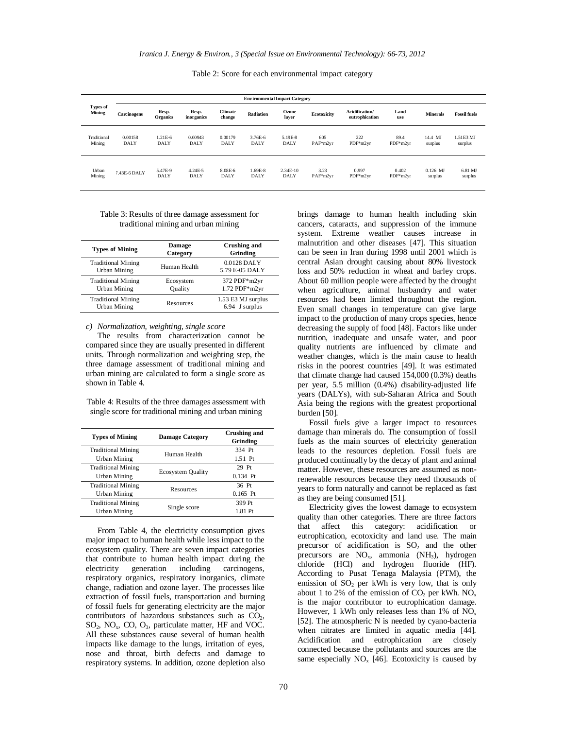Table 2: Score for each environmental impact category

| Types of Mining | Environmental Impact Category | | | | | | | | | | |
|---|---|---|---|---|---|---|---|---|---|---|---|
| | Carcinogens | Resp. Organics | Resp. inorganics | Climate change | Radiation | Ozone layer | Ecotoxicity | Acidification/ eutrophication | Land use | Minerals | Fossil fuels |
| Traditional Mining | 0.00158 DALY | 1.21E-6 DALY | 0.00943 DALY | 0.00179 DALY | 3.76E-6 DALY | 5.19E-8 DALY | 605 PAF*m2yr | 222 PDF*m2yr | 89.4 PDF*m2yr | 14.4 MJ surplus | 1.51E3 MJ surplus |
| Urban Mining | 7.43E-6 DALY | 5.47E-9 DALY | 4.24E-5 DALY | 8.08E-6 DALY | 1.69E-8 DALY | 2.34E-10 DALY | 3.23 PAF*m2yr | 0.997 PDF*m2yr | 0.402 PDF*m2yr | 0.126 MJ surplus | 6.81 MJ surplus |

Table 3: Results of three damage assessment for traditional mining and urban mining

| Types of Mining | Damage Category | Crushing and Grinding |
|---|---|---|
| Traditional Mining | Human Health | 0.0128 DALY |
| Urban Mining | | 5.79 E-05 DALY |
| Traditional Mining | Ecosystem | 372 PDF*m2yr |
| Urban Mining | Quality | 1.72 PDF*m2yr |
| Traditional Mining | Resources | 1.53 E3 MJ surplus |
| Urban Mining | | 6.94 J surplus |

*c) Normalization, weighting, single score*

The results from characterization cannot be compared since they are usually presented in different units. Through normalization and weighting step, the three damage assessment of traditional mining and urban mining are calculated to form a single score as shown in Table 4.

Table 4: Results of the three damages assessment with single score for traditional mining and urban mining

| Types of Mining | Damage Category | Crushing and Grinding |
|---|---|---|
| Traditional Mining | Human Health | 334 Pt |
| Urban Mining | | 1.51 Pt |
| Traditional Mining | Ecosystem Quality | 29 Pt |
| Urban Mining | | 0.134 Pt |
| Traditional Mining | Resources | 36 Pt |
| Urban Mining | | 0.165 Pt |
| Traditional Mining | Single score | 399 Pt |
| Urban Mining | | 1.81 Pt |

From Table 4, the electricity consumption gives major impact to human health while less impact to the ecosystem quality. There are seven impact categories that contribute to human health impact during the electricity generation including carcinogens, respiratory organics, respiratory inorganics, climate change, radiation and ozone layer. The processes like extraction of fossil fuels, transportation and burning of fossil fuels for generating electricity are the major contributors of hazardous substances such as $CO_2$, $SO_2$, $NO_x$, CO, $O_3$, particulate matter, HF and VOC. All these substances cause several of human health impacts like damage to the lungs, irritation of eyes, nose and throat, birth defects and damage to respiratory systems. In addition, ozone depletion also brings damage to human health including skin cancers, cataracts, and suppression of the immune system. Extreme weather causes increase in malnutrition and other diseases [47]. This situation can be seen in Iran during 1998 until 2001 which is central Asian drought causing about 80% livestock loss and 50% reduction in wheat and barley crops. About 60 million people were affected by the drought when agriculture, animal husbandry and water resources had been limited throughout the region. Even small changes in temperature can give large impact to the production of many crops species, hence decreasing the supply of food [48]. Factors like under nutrition, inadequate and unsafe water, and poor quality nutrients are influenced by climate and weather changes, which is the main cause to health risks in the poorest countries [49]. It was estimated that climate change had caused 154,000 (0.3%) deaths per year, 5.5 million (0.4%) disability-adjusted life years (DALYs), with sub-Saharan Africa and South Asia being the regions with the greatest proportional burden [50].

Fossil fuels give a larger impact to resources damage than minerals do. The consumption of fossil fuels as the main sources of electricity generation leads to the resources depletion. Fossil fuels are produced continually by the decay of plant and animal matter. However, these resources are assumed as non-renewable resources because they need thousands of years to form naturally and cannot be replaced as fast as they are being consumed [51].

Electricity gives the lowest damage to ecosystem quality than other categories. There are three factors that affect this category: acidification or eutrophication, ecotoxicity and land use. The main precursor of acidification is $SO_2$ and the other precursors are $NO_x$, ammonia ($NH_3$), hydrogen chloride (HCl) and hydrogen fluoride (HF). According to Pusat Tenaga Malaysia (PTM), the emission of $SO_2$ per kWh is very low, that is only about 1 to 2% of the emission of $CO_2$ per kWh. $NO_x$ is the major contributor to eutrophication damage. However, 1 kWh only releases less than 1% of $NO_x$ [52]. The atmospheric N is needed by cyano-bacteria when nitrates are limited in aquatic media [44]. Acidification and eutrophication are closely connected because the pollutants and sources are the same especially $NO_x$ [46]. Ecotoxicity is caused by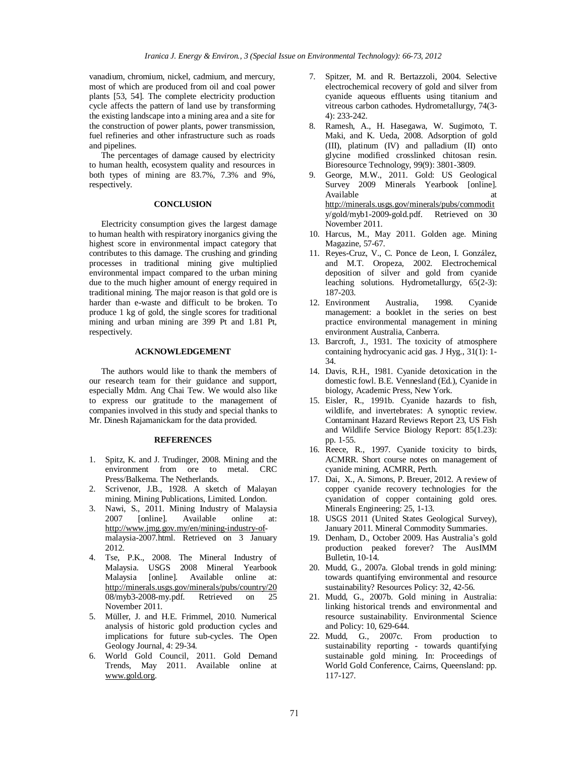vanadium, chromium, nickel, cadmium, and mercury, most of which are produced from oil and coal power plants [53, 54]. The complete electricity production cycle affects the pattern of land use by transforming the existing landscape into a mining area and a site for the construction of power plants, power transmission, fuel refineries and other infrastructure such as roads and pipelines.

The percentages of damage caused by electricity to human health, ecosystem quality and resources in both types of mining are 83.7%, 7.3% and 9%, respectively.

## CONCLUSION

Electricity consumption gives the largest damage to human health with respiratory inorganics giving the highest score in environmental impact category that contributes to this damage. The crushing and grinding processes in traditional mining give multiplied environmental impact compared to the urban mining due to the much higher amount of energy required in traditional mining. The major reason is that gold ore is harder than e-waste and difficult to be broken. To produce 1 kg of gold, the single scores for traditional mining and urban mining are 399 Pt and 1.81 Pt, respectively.

## ACKNOWLEDGEMENT

The authors would like to thank the members of our research team for their guidance and support, especially Mdm. Ang Chai Tew. We would also like to express our gratitude to the management of companies involved in this study and special thanks to Mr. Dinesh Rajamanickam for the data provided.

## REFERENCES

1. Spitz, K. and J. Trudinger, 2008. Mining and the environment from ore to metal. CRC Press/Balkema. The Netherlands.
2. Scrivenor, J.B., 1928. A sketch of Malayan mining. Mining Publications, Limited. London.
3. Nawi, S., 2011. Mining Industry of Malaysia 2007 [online]. Available online at: http://www.jmg.gov.my/en/mining-industry-of-malaysia-2007.html. Retrieved on 3 January 2012.
4. Tse, P.K., 2008. The Mineral Industry of Malaysia. USGS 2008 Mineral Yearbook Malaysia [online]. Available online at: http://minerals.usgs.gov/minerals/pubs/country/2008/myb3-2008-my.pdf. Retrieved on 25 November 2011.
5. Müller, J. and H.E. Frimmel, 2010. Numerical analysis of historic gold production cycles and implications for future sub-cycles. The Open Geology Journal, 4: 29-34.
6. World Gold Council, 2011. Gold Demand Trends, May 2011. Available online at www.gold.org.
7. Spitzer, M. and R. Bertazzoli, 2004. Selective electrochemical recovery of gold and silver from cyanide aqueous effluents using titanium and vitreous carbon cathodes. Hydrometallurgy, 74(3-4): 233-242.
8. Ramesh, A., H. Hasegawa, W. Sugimoto, T. Maki, and K. Ueda, 2008. Adsorption of gold (III), platinum (IV) and palladium (II) onto glycine modified crosslinked chitosan resin. Bioresource Technology, 99(9): 3801-3809.
9. George, M.W., 2011. Gold: US Geological Survey 2009 Minerals Yearbook [online]. Available at http://minerals.usgs.gov/minerals/pubs/commodity/gold/myb1-2009-gold.pdf. Retrieved on 30 November 2011.
10. Harcus, M., May 2011. Golden age. Mining Magazine, 57-67.
11. Reyes-Cruz, V., C. Ponce de Leon, I. González, and M.T. Oropeza, 2002. Electrochemical deposition of silver and gold from cyanide leaching solutions. Hydrometallurgy, 65(2-3): 187-203.
12. Environment Australia, 1998. Cyanide management: a booklet in the series on best practice environmental management in mining environment Australia, Canberra.
13. Barcroft, J., 1931. The toxicity of atmosphere containing hydrocyanic acid gas. J Hyg., 31(1): 1-34.
14. Davis, R.H., 1981. Cyanide detoxication in the domestic fowl. B.E. Vennesland (Ed.), Cyanide in biology, Academic Press, New York.
15. Eisler, R., 1991b. Cyanide hazards to fish, wildlife, and invertebrates: A synoptic review. Contaminant Hazard Reviews Report 23, US Fish and Wildlife Service Biology Report: 85(1.23): pp. 1-55.
16. Reece, R., 1997. Cyanide toxicity to birds, ACMRR. Short course notes on management of cyanide mining, ACMRR, Perth.
17. Dai, X., A. Simons, P. Breuer, 2012. A review of copper cyanide recovery technologies for the cyanidation of copper containing gold ores. Minerals Engineering: 25, 1-13.
18. USGS 2011 (United States Geological Survey), January 2011. Mineral Commodity Summaries.
19. Denham, D., October 2009. Has Australia's gold production peaked forever? The AusIMM Bulletin, 10-14.
20. Mudd, G., 2007a. Global trends in gold mining: towards quantifying environmental and resource sustainability? Resources Policy: 32, 42-56.
21. Mudd, G., 2007b. Gold mining in Australia: linking historical trends and environmental and resource sustainability. Environmental Science and Policy: 10, 629-644.
22. Mudd, G., 2007c. From production to sustainability reporting - towards quantifying sustainable gold mining. In: Proceedings of World Gold Conference, Cairns, Queensland: pp. 117-127.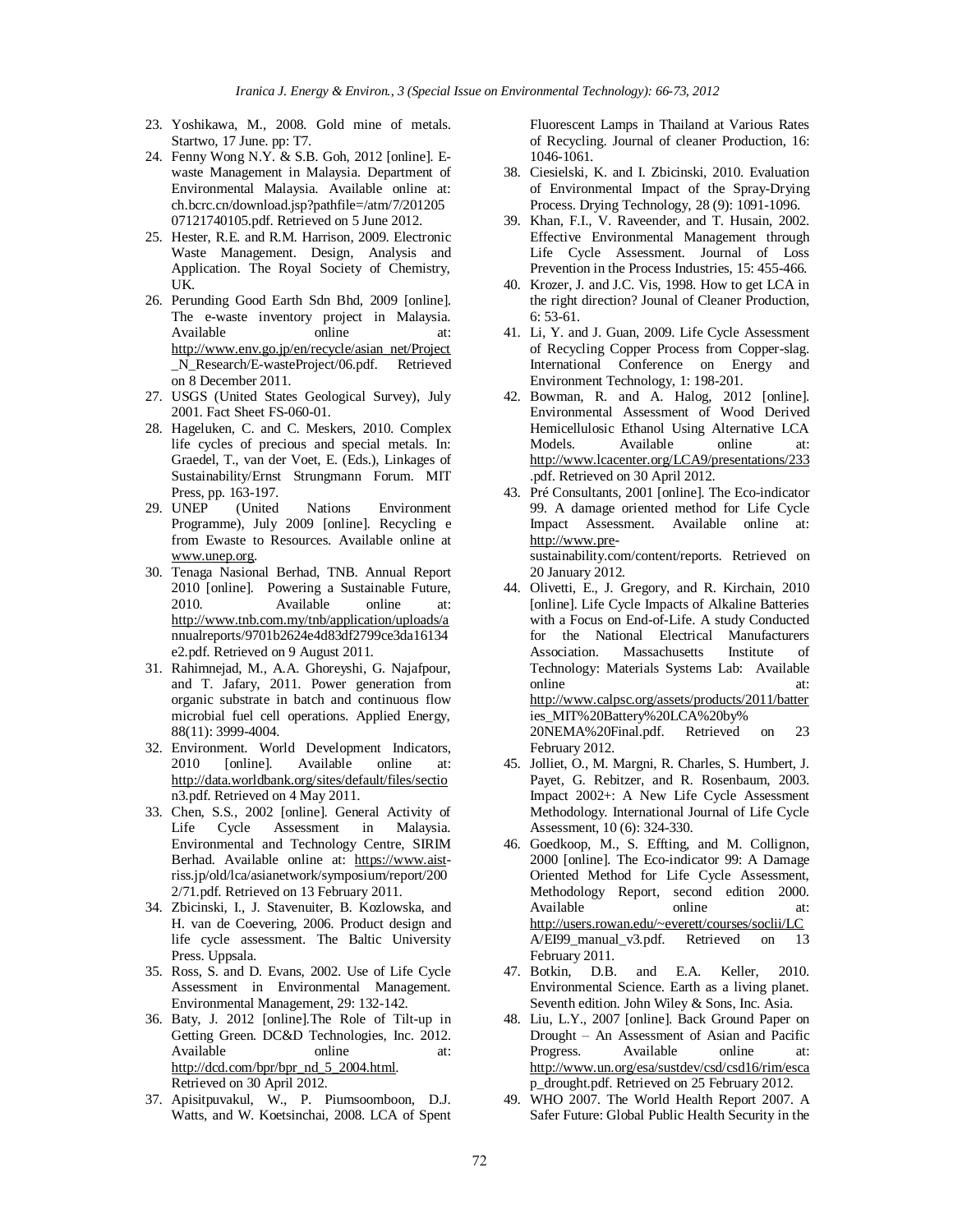23. Yoshikawa, M., 2008. Gold mine of metals. Startwo, 17 June. pp: T7.
24. Fenny Wong N.Y. & S.B. Goh, 2012 [online]. E-waste Management in Malaysia. Department of Environmental Malaysia. Available online at: ch.bcrc.cn/download.jsp?pathfile=/atm/7/201205 07121740105.pdf. Retrieved on 5 June 2012.
25. Hester, R.E. and R.M. Harrison, 2009. Electronic Waste Management. Design, Analysis and Application. The Royal Society of Chemistry, UK.
26. Perunding Good Earth Sdn Bhd, 2009 [online]. The e-waste inventory project in Malaysia. Available online at: http://www.env.go.jp/en/recycle/asian_net/Project_N_Research/E-wasteProject/06.pdf. Retrieved on 8 December 2011.
27. USGS (United States Geological Survey), July 2001. Fact Sheet FS-060-01.
28. Hageluken, C. and C. Meskers, 2010. Complex life cycles of precious and special metals. In: Graedel, T., van der Voet, E. (Eds.), Linkages of Sustainability/Ernst Strungmann Forum. MIT Press, pp. 163-197.
29. UNEP (United Nations Environment Programme), July 2009 [online]. Recycling e from Ewaste to Resources. Available online at www.unep.org.
30. Tenaga Nasional Berhad, TNB. Annual Report 2010 [online]. Powering a Sustainable Future, 2010. Available online at: http://www.tnb.com.my/tnb/application/uploads/annualreports/9701b2624e4d83df2799ce3da16134e2.pdf. Retrieved on 9 August 2011.
31. Rahimnejad, M., A.A. Ghoreyshi, G. Najafpour, and T. Jafary, 2011. Power generation from organic substrate in batch and continuous flow microbial fuel cell operations. Applied Energy, 88(11): 3999-4004.
32. Environment. World Development Indicators, 2010 [online]. Available online at: http://data.worldbank.org/sites/default/files/section3.pdf. Retrieved on 4 May 2011.
33. Chen, S.S., 2002 [online]. General Activity of Life Cycle Assessment in Malaysia. Environmental and Technology Centre, SIRIM Berhad. Available online at: https://www.aist-riss.jp/old/lca/asianetwork/symposium/report/2002/71.pdf. Retrieved on 13 February 2011.
34. Zbicinski, I., J. Stavenuiter, B. Kozlowska, and H. van de Coevering, 2006. Product design and life cycle assessment. The Baltic University Press. Uppsala.
35. Ross, S. and D. Evans, 2002. Use of Life Cycle Assessment in Environmental Management. Environmental Management, 29: 132-142.
36. Baty, J. 2012 [online].The Role of Tilt-up in Getting Green. DC&D Technologies, Inc. 2012. Available online at: http://dcd.com/bpr/bpr_nd_5_2004.html. Retrieved on 30 April 2012.
37. Apisitpuvakul, W., P. Piumsoomboon, D.J. Watts, and W. Koetsinchai, 2008. LCA of Spent Fluorescent Lamps in Thailand at Various Rates of Recycling. Journal of cleaner Production, 16: 1046-1061.
38. Ciesielski, K. and I. Zbicinski, 2010. Evaluation of Environmental Impact of the Spray-Drying Process. Drying Technology, 28 (9): 1091-1096.
39. Khan, F.I., V. Raveender, and T. Husain, 2002. Effective Environmental Management through Life Cycle Assessment. Journal of Loss Prevention in the Process Industries, 15: 455-466.
40. Krozer, J. and J.C. Vis, 1998. How to get LCA in the right direction? Jounal of Cleaner Production, 6: 53-61.
41. Li, Y. and J. Guan, 2009. Life Cycle Assessment of Recycling Copper Process from Copper-slag. International Conference on Energy and Environment Technology, 1: 198-201.
42. Bowman, R. and A. Halog, 2012 [online]. Environmental Assessment of Wood Derived Hemicellulosic Ethanol Using Alternative LCA Models. Available online at: http://www.lcacenter.org/LCA9/presentations/233.pdf. Retrieved on 30 April 2012.
43. Pré Consultants, 2001 [online]. The Eco-indicator 99. A damage oriented method for Life Cycle Impact Assessment. Available online at: http://www.pre-sustainability.com/content/reports. Retrieved on 20 January 2012.
44. Olivetti, E., J. Gregory, and R. Kirchain, 2010 [online]. Life Cycle Impacts of Alkaline Batteries with a Focus on End-of-Life. A study Conducted for the National Electrical Manufacturers Association. Massachusetts Institute of Technology: Materials Systems Lab: Available online at: http://www.calpsc.org/assets/products/2011/batteries_MIT%20Battery%20LCA%20by% 20NEMA%20Final.pdf. Retrieved on 23 February 2012.
45. Jolliet, O., M. Margni, R. Charles, S. Humbert, J. Payet, G. Rebitzer, and R. Rosenbaum, 2003. Impact 2002+: A New Life Cycle Assessment Methodology. International Journal of Life Cycle Assessment, 10 (6): 324-330.
46. Goedkoop, M., S. Effting, and M. Collignon, 2000 [online]. The Eco-indicator 99: A Damage Oriented Method for Life Cycle Assessment, Methodology Report, second edition 2000. Available online at: http://users.rowan.edu/~everett/courses/soclii/LCA/EI99_manual_v3.pdf. Retrieved on 13 February 2011.
47. Botkin, D.B. and E.A. Keller, 2010. Environmental Science. Earth as a living planet. Seventh edition. John Wiley & Sons, Inc. Asia.
48. Liu, L.Y., 2007 [online]. Back Ground Paper on Drought – An Assessment of Asian and Pacific Progress. Available online at: http://www.un.org/esa/sustdev/csd/csd16/rim/escap_drought.pdf. Retrieved on 25 February 2012.
49. WHO 2007. The World Health Report 2007. A Safer Future: Global Public Health Security in the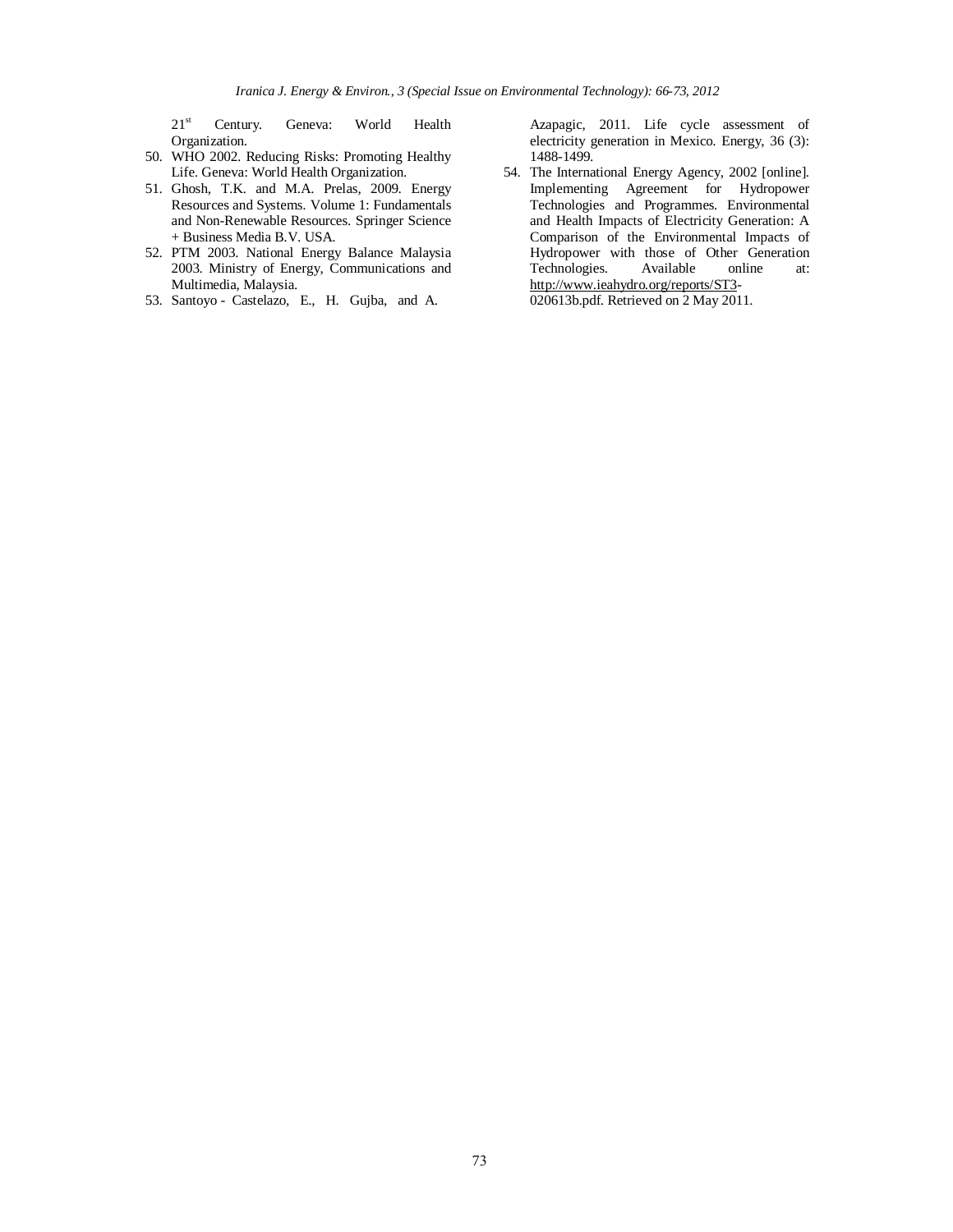21st Century. Geneva: World Health Organization.

50. WHO 2002. Reducing Risks: Promoting Healthy Life. Geneva: World Health Organization.
51. Ghosh, T.K. and M.A. Prelas, 2009. Energy Resources and Systems. Volume 1: Fundamentals and Non-Renewable Resources. Springer Science + Business Media B.V. USA.
52. PTM 2003. National Energy Balance Malaysia 2003. Ministry of Energy, Communications and Multimedia, Malaysia.
53. Santoyo - Castelazo, E., H. Gujba, and A. Azapagic, 2011. Life cycle assessment of electricity generation in Mexico. Energy, 36 (3): 1488-1499.
54. The International Energy Agency, 2002 [online]. Implementing Agreement for Hydropower Technologies and Programmes. Environmental and Health Impacts of Electricity Generation: A Comparison of the Environmental Impacts of Hydropower with those of Other Generation Technologies. Available online at: http://www.ieahydro.org/reports/ST3-020613b.pdf. Retrieved on 2 May 2011.